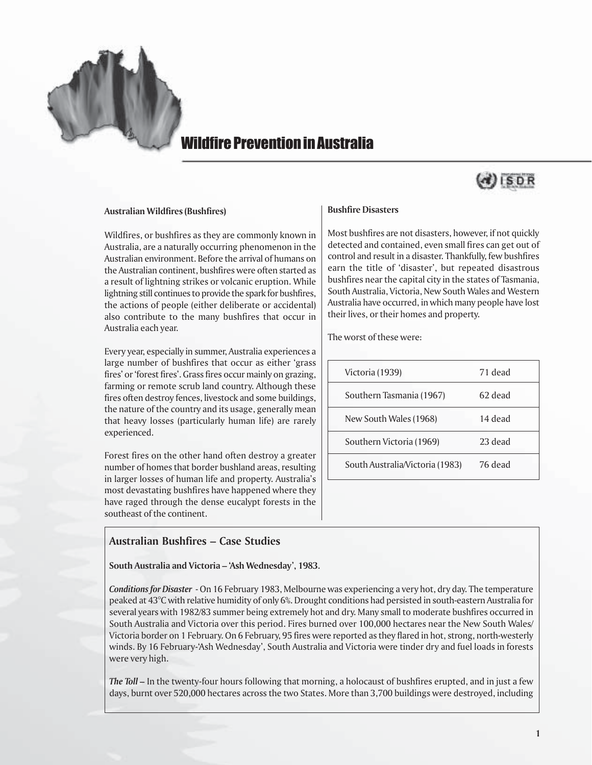# Wildfire Prevention in Australia

## Australian Wildfires (Bushfires)

Wildfires, or bushfires as they are commonly known in Australia, are a naturally occurring phenomenon in the Australian environment. Before the arrival of humans on the Australian continent, bushfires were often started as a result of lightning strikes or volcanic eruption. While lightning still continues to provide the spark for bushfires, the actions of people (either deliberate or accidental) also contribute to the many bushfires that occur in Australia each year.

Every year, especially in summer, Australia experiences a large number of bushfires that occur as either 'grass fires' or 'forest fires'. Grass fires occur mainly on grazing, farming or remote scrub land country. Although these fires often destroy fences, livestock and some buildings, the nature of the country and its usage, generally mean that heavy losses (particularly human life) are rarely experienced.

Forest fires on the other hand often destroy a greater number of homes that border bushland areas, resulting in larger losses of human life and property. Australia's most devastating bushfires have happened where they have raged through the dense eucalypt forests in the southeast of the continent.

## Bushfire Disasters

Most bushfires are not disasters, however, if not quickly detected and contained, even small fires can get out of control and result in a disaster. Thankfully, few bushfires earn the title of 'disaster', but repeated disastrous bushfires near the capital city in the states of Tasmania, South Australia, Victoria, New South Wales and Western Australia have occurred, in which many people have lost their lives, or their homes and property.

The worst of these were:

| | |
|---|---|
| Victoria (1939) | 71 dead |
| Southern Tasmania (1967) | 62 dead |
| New South Wales (1968) | 14 dead |
| Southern Victoria (1969) | 23 dead |
| South Australia/Victoria (1983) | 76 dead |

## Australian Bushfires – Case Studies

**South Australia and Victoria – 'Ash Wednesday', 1983.**

***Conditions for Disaster*** - On 16 February 1983, Melbourne was experiencing a very hot, dry day. The temperature peaked at 43°C with relative humidity of only 6%. Drought conditions had persisted in south-eastern Australia for several years with 1982/83 summer being extremely hot and dry. Many small to moderate bushfires occurred in South Australia and Victoria over this period. Fires burned over 100,000 hectares near the New South Wales/ Victoria border on 1 February. On 6 February, 95 fires were reported as they flared in hot, strong, north-westerly winds. By 16 February-'Ash Wednesday', South Australia and Victoria were tinder dry and fuel loads in forests were very high.

***The Toll –*** In the twenty-four hours following that morning, a holocaust of bushfires erupted, and in just a few days, burnt over 520,000 hectares across the two States. More than 3,700 buildings were destroyed, including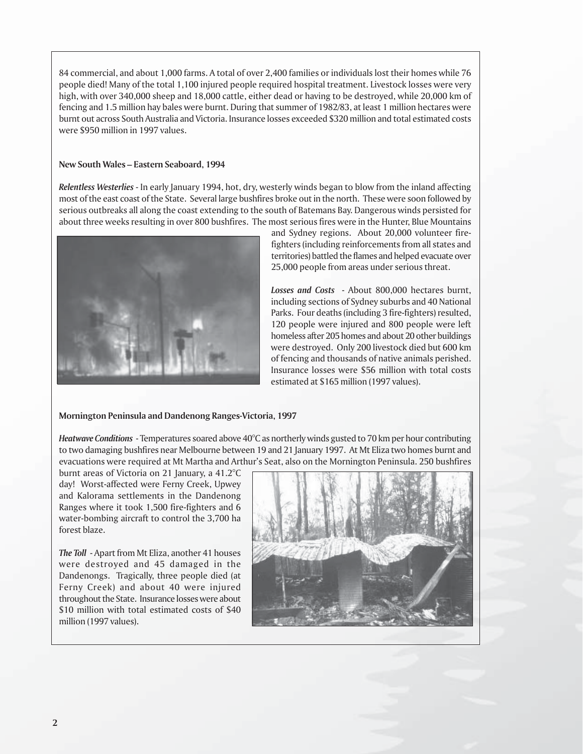84 commercial, and about 1,000 farms. A total of over 2,400 families or individuals lost their homes while 76 people died! Many of the total 1,100 injured people required hospital treatment. Livestock losses were very high, with over 340,000 sheep and 18,000 cattle, either dead or having to be destroyed, while 20,000 km of fencing and 1.5 million hay bales were burnt. During that summer of 1982/83, at least 1 million hectares were burnt out across South Australia and Victoria. Insurance losses exceeded $320 million and total estimated costs were $950 million in 1997 values.

**New South Wales – Eastern Seaboard, 1994**

***Relentless Westerlies*** - In early January 1994, hot, dry, westerly winds began to blow from the inland affecting most of the east coast of the State. Several large bushfires broke out in the north. These were soon followed by serious outbreaks all along the coast extending to the south of Batemans Bay. Dangerous winds persisted for about three weeks resulting in over 800 bushfires. The most serious fires were in the Hunter, Blue Mountains and Sydney regions. About 20,000 volunteer fire-fighters (including reinforcements from all states and territories) battled the flames and helped evacuate over 25,000 people from areas under serious threat.

***Losses and Costs*** - About 800,000 hectares burnt, including sections of Sydney suburbs and 40 National Parks. Four deaths (including 3 fire-fighters) resulted, 120 people were injured and 800 people were left homeless after 205 homes and about 20 other buildings were destroyed. Only 200 livestock died but 600 km of fencing and thousands of native animals perished. Insurance losses were $56 million with total costs estimated at $165 million (1997 values).

**Mornington Peninsula and Dandenong Ranges-Victoria, 1997**

***Heatwave Conditions*** - Temperatures soared above 40°C as northerly winds gusted to 70 km per hour contributing to two damaging bushfires near Melbourne between 19 and 21 January 1997. At Mt Eliza two homes burnt and evacuations were required at Mt Martha and Arthur's Seat, also on the Mornington Peninsula. 250 bushfires burnt areas of Victoria on 21 January, a 41.2°C day! Worst-affected were Ferny Creek, Upwey and Kalorama settlements in the Dandenong Ranges where it took 1,500 fire-fighters and 6 water-bombing aircraft to control the 3,700 ha forest blaze.

***The Toll*** - Apart from Mt Eliza, another 41 houses were destroyed and 45 damaged in the Dandenongs. Tragically, three people died (at Ferny Creek) and about 40 were injured throughout the State. Insurance losses were about $10 million with total estimated costs of $40 million (1997 values).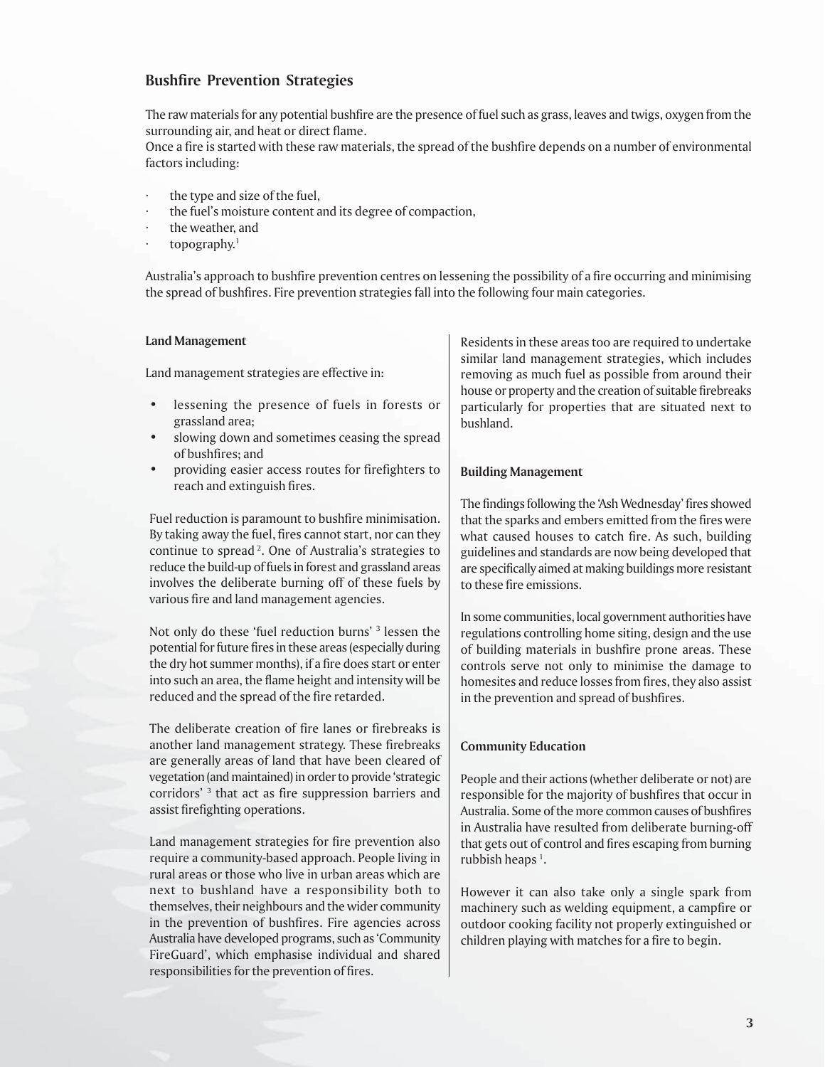## Bushfire Prevention Strategies

The raw materials for any potential bushfire are the presence of fuel such as grass, leaves and twigs, oxygen from the surrounding air, and heat or direct flame.
Once a fire is started with these raw materials, the spread of the bushfire depends on a number of environmental factors including:

- the type and size of the fuel,
- the fuel's moisture content and its degree of compaction,
- the weather, and
- topography.[1]

Australia's approach to bushfire prevention centres on lessening the possibility of a fire occurring and minimising the spread of bushfires. Fire prevention strategies fall into the following four main categories.

### Land Management

Land management strategies are effective in:

- lessening the presence of fuels in forests or grassland area;
- slowing down and sometimes ceasing the spread of bushfires; and
- providing easier access routes for firefighters to reach and extinguish fires.

Fuel reduction is paramount to bushfire minimisation. By taking away the fuel, fires cannot start, nor can they continue to spread [2]. One of Australia's strategies to reduce the build-up of fuels in forest and grassland areas involves the deliberate burning off of these fuels by various fire and land management agencies.

Not only do these 'fuel reduction burns' [3] lessen the potential for future fires in these areas (especially during the dry hot summer months), if a fire does start or enter into such an area, the flame height and intensity will be reduced and the spread of the fire retarded.

The deliberate creation of fire lanes or firebreaks is another land management strategy. These firebreaks are generally areas of land that have been cleared of vegetation (and maintained) in order to provide 'strategic corridors' [3] that act as fire suppression barriers and assist firefighting operations.

Land management strategies for fire prevention also require a community-based approach. People living in rural areas or those who live in urban areas which are next to bushland have a responsibility both to themselves, their neighbours and the wider community in the prevention of bushfires. Fire agencies across Australia have developed programs, such as 'Community FireGuard', which emphasise individual and shared responsibilities for the prevention of fires.

Residents in these areas too are required to undertake similar land management strategies, which includes removing as much fuel as possible from around their house or property and the creation of suitable firebreaks particularly for properties that are situated next to bushland.

### Building Management

The findings following the 'Ash Wednesday' fires showed that the sparks and embers emitted from the fires were what caused houses to catch fire. As such, building guidelines and standards are now being developed that are specifically aimed at making buildings more resistant to these fire emissions.

In some communities, local government authorities have regulations controlling home siting, design and the use of building materials in bushfire prone areas. These controls serve not only to minimise the damage to homesites and reduce losses from fires, they also assist in the prevention and spread of bushfires.

### Community Education

People and their actions (whether deliberate or not) are responsible for the majority of bushfires that occur in Australia. Some of the more common causes of bushfires in Australia have resulted from deliberate burning-off that gets out of control and fires escaping from burning rubbish heaps [1].

However it can also take only a single spark from machinery such as welding equipment, a campfire or outdoor cooking facility not properly extinguished or children playing with matches for a fire to begin.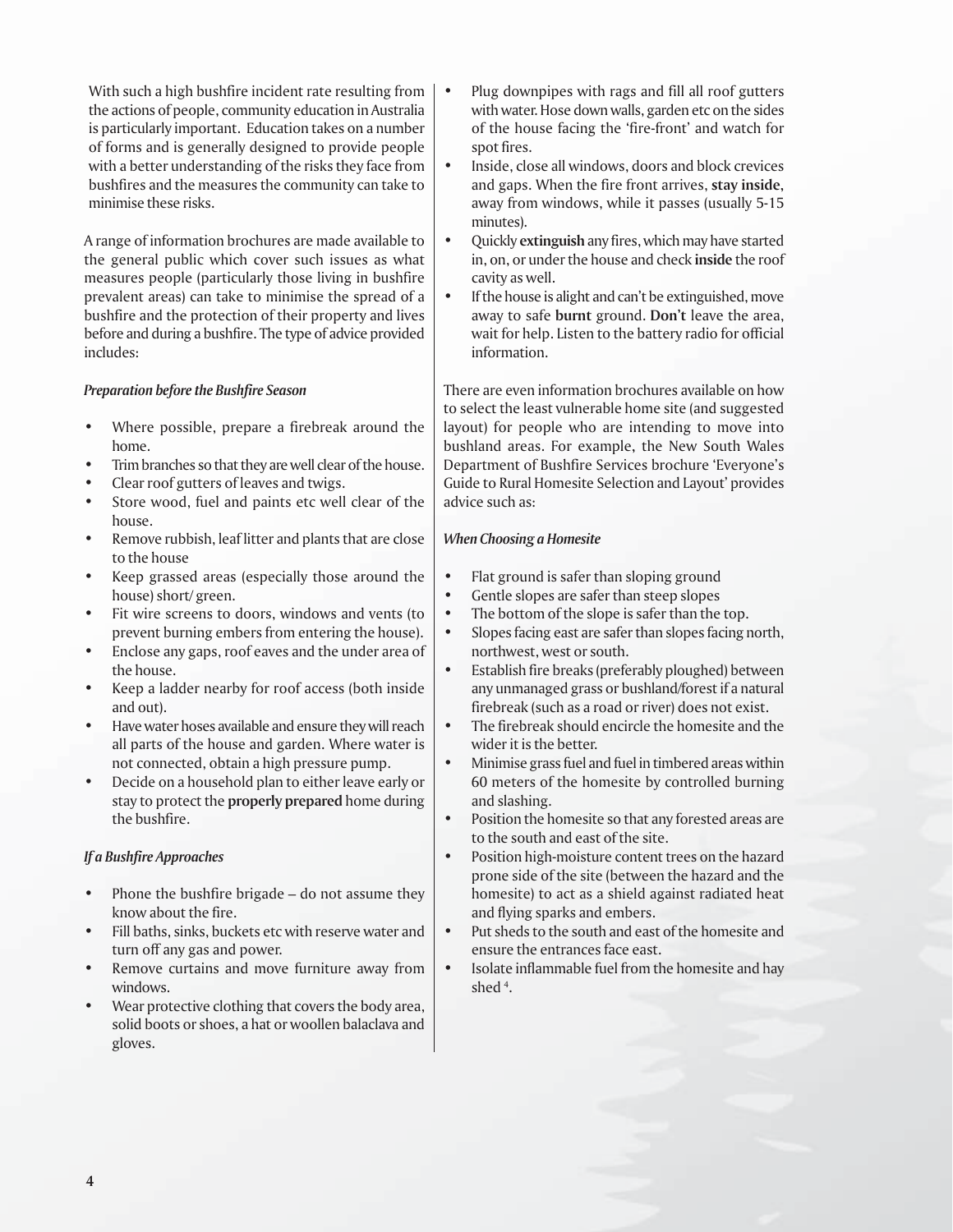With such a high bushfire incident rate resulting from the actions of people, community education in Australia is particularly important. Education takes on a number of forms and is generally designed to provide people with a better understanding of the risks they face from bushfires and the measures the community can take to minimise these risks.

A range of information brochures are made available to the general public which cover such issues as what measures people (particularly those living in bushfire prevalent areas) can take to minimise the spread of a bushfire and the protection of their property and lives before and during a bushfire. The type of advice provided includes:

***Preparation before the Bushfire Season***

- Where possible, prepare a firebreak around the home.
- Trim branches so that they are well clear of the house.
- Clear roof gutters of leaves and twigs.
- Store wood, fuel and paints etc well clear of the house.
- Remove rubbish, leaf litter and plants that are close to the house
- Keep grassed areas (especially those around the house) short/ green.
- Fit wire screens to doors, windows and vents (to prevent burning embers from entering the house).
- Enclose any gaps, roof eaves and the under area of the house.
- Keep a ladder nearby for roof access (both inside and out).
- Have water hoses available and ensure they will reach all parts of the house and garden. Where water is not connected, obtain a high pressure pump.
- Decide on a household plan to either leave early or stay to protect the **properly prepared** home during the bushfire.

***If a Bushfire Approaches***

- Phone the bushfire brigade – do not assume they know about the fire.
- Fill baths, sinks, buckets etc with reserve water and turn off any gas and power.
- Remove curtains and move furniture away from windows.
- Wear protective clothing that covers the body area, solid boots or shoes, a hat or woollen balaclava and gloves.
- Plug downpipes with rags and fill all roof gutters with water. Hose down walls, garden etc on the sides of the house facing the 'fire-front' and watch for spot fires.
- Inside, close all windows, doors and block crevices and gaps. When the fire front arrives, **stay inside**, away from windows, while it passes (usually 5-15 minutes).
- Quickly **extinguish** any fires, which may have started in, on, or under the house and check **inside** the roof cavity as well.
- If the house is alight and can't be extinguished, move away to safe **burnt** ground. **Don't** leave the area, wait for help. Listen to the battery radio for official information.

There are even information brochures available on how to select the least vulnerable home site (and suggested layout) for people who are intending to move into bushland areas. For example, the New South Wales Department of Bushfire Services brochure 'Everyone's Guide to Rural Homesite Selection and Layout' provides advice such as:

***When Choosing a Homesite***

- Flat ground is safer than sloping ground
- Gentle slopes are safer than steep slopes
- The bottom of the slope is safer than the top.
- Slopes facing east are safer than slopes facing north, northwest, west or south.
- Establish fire breaks (preferably ploughed) between any unmanaged grass or bushland/forest if a natural firebreak (such as a road or river) does not exist.
- The firebreak should encircle the homesite and the wider it is the better.
- Minimise grass fuel and fuel in timbered areas within 60 meters of the homesite by controlled burning and slashing.
- Position the homesite so that any forested areas are to the south and east of the site.
- Position high-moisture content trees on the hazard prone side of the site (between the hazard and the homesite) to act as a shield against radiated heat and flying sparks and embers.
- Put sheds to the south and east of the homesite and ensure the entrances face east.
- Isolate inflammable fuel from the homesite and hay shed [4].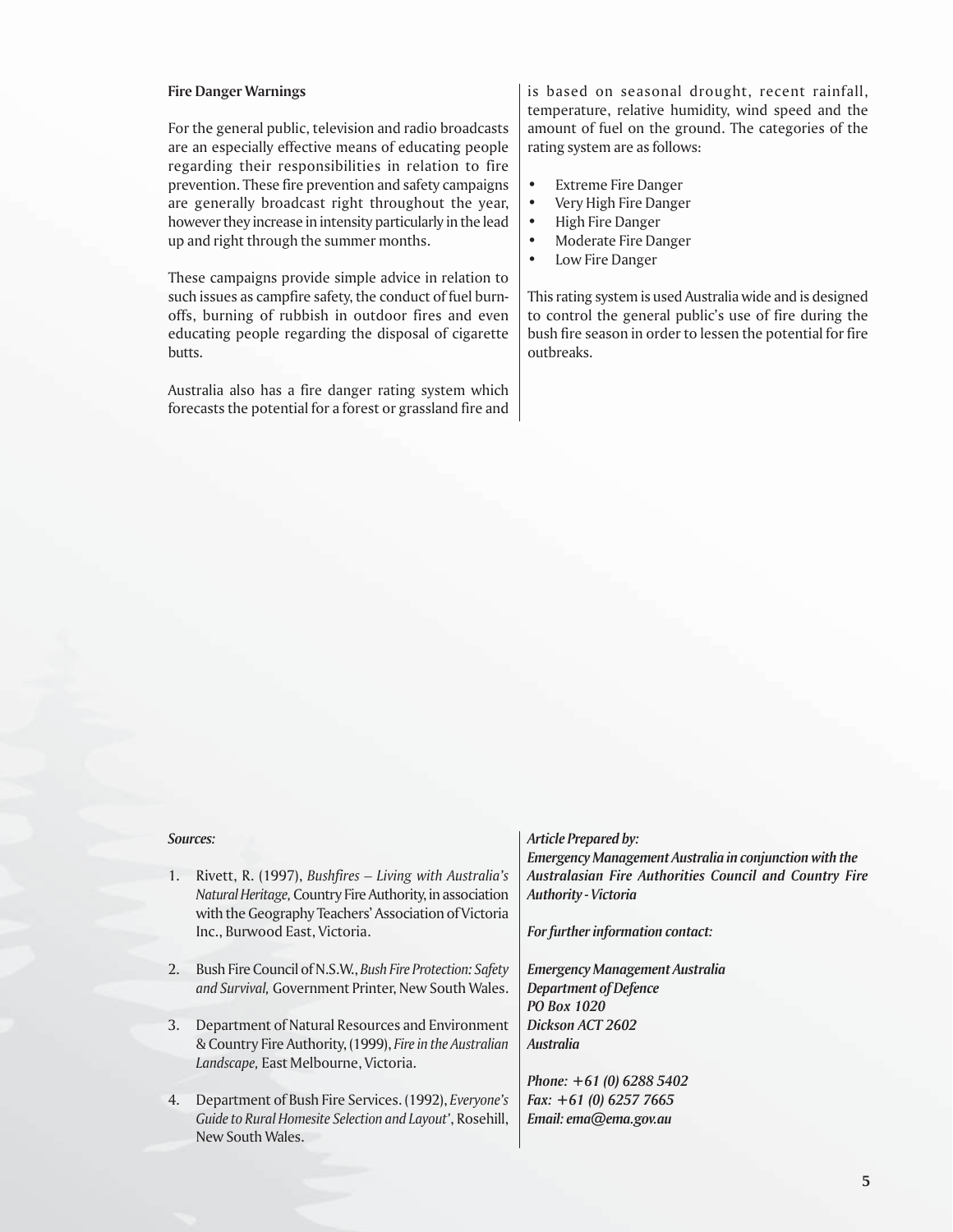### Fire Danger Warnings

For the general public, television and radio broadcasts are an especially effective means of educating people regarding their responsibilities in relation to fire prevention. These fire prevention and safety campaigns are generally broadcast right throughout the year, however they increase in intensity particularly in the lead up and right through the summer months.

These campaigns provide simple advice in relation to such issues as campfire safety, the conduct of fuel burn-offs, burning of rubbish in outdoor fires and even educating people regarding the disposal of cigarette butts.

Australia also has a fire danger rating system which forecasts the potential for a forest or grassland fire and is based on seasonal drought, recent rainfall, temperature, relative humidity, wind speed and the amount of fuel on the ground. The categories of the rating system are as follows:

- Extreme Fire Danger
- Very High Fire Danger
- High Fire Danger
- Moderate Fire Danger
- Low Fire Danger

This rating system is used Australia wide and is designed to control the general public's use of fire during the bush fire season in order to lessen the potential for fire outbreaks.

***Sources:***

1. Rivett, R. (1997), *Bushfires – Living with Australia's Natural Heritage,* Country Fire Authority, in association with the Geography Teachers' Association of Victoria Inc., Burwood East, Victoria.
2. Bush Fire Council of N.S.W., *Bush Fire Protection: Safety and Survival,* Government Printer, New South Wales.
3. Department of Natural Resources and Environment & Country Fire Authority, (1999), *Fire in the Australian Landscape,* East Melbourne, Victoria.
4. Department of Bush Fire Services. (1992), *Everyone's Guide to Rural Homesite Selection and Layout'*, Rosehill, New South Wales.

***Article Prepared by:***
***Emergency Management Australia in conjunction with the Australasian Fire Authorities Council and Country Fire Authority - Victoria***

***For further information contact:***

***Emergency Management Australia***
***Department of Defence***
***PO Box 1020***
***Dickson ACT 2602***
***Australia***

***Phone: +61 (0) 6288 5402***
***Fax: +61 (0) 6257 7665***
***Email: ema@ema.gov.au***